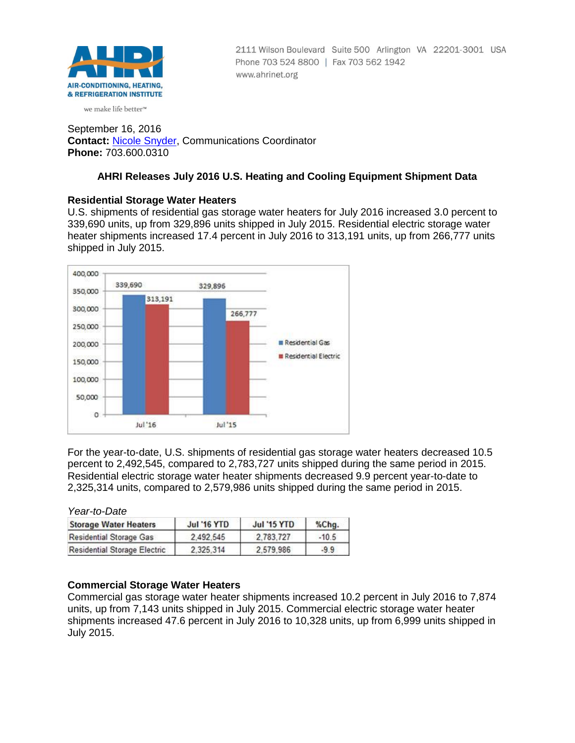AIR-CONDITIONING, HEATING, & REFRIGERATION INSTITUTE

we make life better™

2111 Wilson Boulevard Suite 500 Arlington VA 22201-3001 USA
Phone 703 524 8800 | Fax 703 562 1942
www.ahrinet.org

September 16, 2016
**Contact:** Nicole Snyder, Communications Coordinator
**Phone:** 703.600.0310

## AHRI Releases July 2016 U.S. Heating and Cooling Equipment Shipment Data

### Residential Storage Water Heaters

U.S. shipments of residential gas storage water heaters for July 2016 increased 3.0 percent to 339,690 units, up from 329,896 units shipped in July 2015. Residential electric storage water heater shipments increased 17.4 percent in July 2016 to 313,191 units, up from 266,777 units shipped in July 2015.

| | Residential Gas | Residential Electric |
|---|---|---|
| Jul '16 | 339,690 | 313,191 |
| Jul '15 | 329,896 | 266,777 |

For the year-to-date, U.S. shipments of residential gas storage water heaters decreased 10.5 percent to 2,492,545, compared to 2,783,727 units shipped during the same period in 2015. Residential electric storage water heater shipments decreased 9.9 percent year-to-date to 2,325,314 units, compared to 2,579,986 units shipped during the same period in 2015.

*Year-to-Date*

| Storage Water Heaters | Jul '16 YTD | Jul '15 YTD | %Chg. |
|---|---|---|---|
| Residential Storage Gas | 2,492,545 | 2,783,727 | -10.5 |
| Residential Storage Electric | 2,325,314 | 2,579,986 | -9.9 |

### Commercial Storage Water Heaters

Commercial gas storage water heater shipments increased 10.2 percent in July 2016 to 7,874 units, up from 7,143 units shipped in July 2015. Commercial electric storage water heater shipments increased 47.6 percent in July 2016 to 10,328 units, up from 6,999 units shipped in July 2015.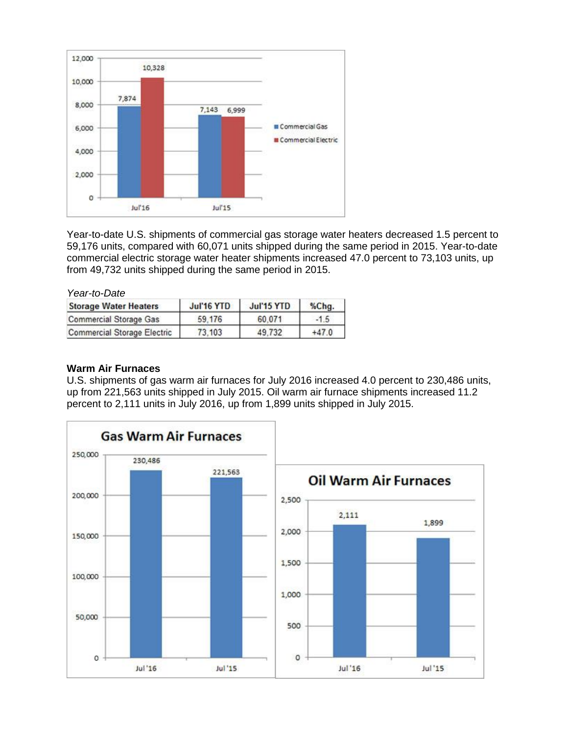Year-to-date U.S. shipments of commercial gas storage water heaters decreased 1.5 percent to 59,176 units, compared with 60,071 units shipped during the same period in 2015. Year-to-date commercial electric storage water heater shipments increased 47.0 percent to 73,103 units, up from 49,732 units shipped during the same period in 2015.

*Year-to-Date*

| Storage Water Heaters | Jul'16 YTD | Jul'15 YTD | %Chg. |
|---|---|---|---|
| Commercial Storage Gas | 59,176 | 60,071 | -1.5 |
| Commercial Storage Electric | 73,103 | 49,732 | +47.0 |

**Warm Air Furnaces**

U.S. shipments of gas warm air furnaces for July 2016 increased 4.0 percent to 230,486 units, up from 221,563 units shipped in July 2015. Oil warm air furnace shipments increased 11.2 percent to 2,111 units in July 2016, up from 1,899 units shipped in July 2015.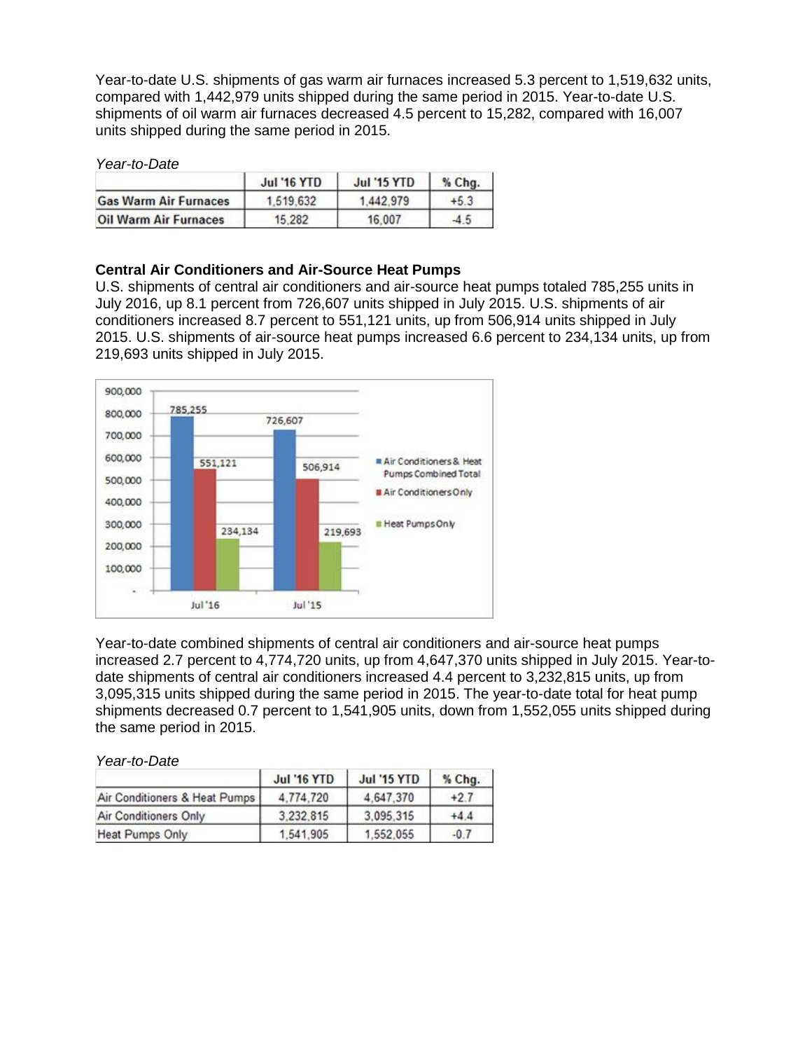Year-to-date U.S. shipments of gas warm air furnaces increased 5.3 percent to 1,519,632 units, compared with 1,442,979 units shipped during the same period in 2015. Year-to-date U.S. shipments of oil warm air furnaces decreased 4.5 percent to 15,282, compared with 16,007 units shipped during the same period in 2015.

*Year-to-Date*

| | Jul '16 YTD | Jul '15 YTD | % Chg. |
|---|---|---|---|
| Gas Warm Air Furnaces | 1,519,632 | 1,442,979 | +5.3 |
| Oil Warm Air Furnaces | 15,282 | 16,007 | -4.5 |

**Central Air Conditioners and Air-Source Heat Pumps**

U.S. shipments of central air conditioners and air-source heat pumps totaled 785,255 units in July 2016, up 8.1 percent from 726,607 units shipped in July 2015. U.S. shipments of air conditioners increased 8.7 percent to 551,121 units, up from 506,914 units shipped in July 2015. U.S. shipments of air-source heat pumps increased 6.6 percent to 234,134 units, up from 219,693 units shipped in July 2015.

| | Jul '16 | Jul '15 |
|---|---|---|
| Air Conditioners & Heat Pumps Combined Total | 785,255 | 726,607 |
| Air Conditioners Only | 551,121 | 506,914 |
| Heat Pumps Only | 234,134 | 219,693 |

Year-to-date combined shipments of central air conditioners and air-source heat pumps increased 2.7 percent to 4,774,720 units, up from 4,647,370 units shipped in July 2015. Year-to-date shipments of central air conditioners increased 4.4 percent to 3,232,815 units, up from 3,095,315 units shipped during the same period in 2015. The year-to-date total for heat pump shipments decreased 0.7 percent to 1,541,905 units, down from 1,552,055 units shipped during the same period in 2015.

*Year-to-Date*

| | Jul '16 YTD | Jul '15 YTD | % Chg. |
|---|---|---|---|
| Air Conditioners & Heat Pumps | 4,774,720 | 4,647,370 | +2.7 |
| Air Conditioners Only | 3,232,815 | 3,095,315 | +4.4 |
| Heat Pumps Only | 1,541,905 | 1,552,055 | -0.7 |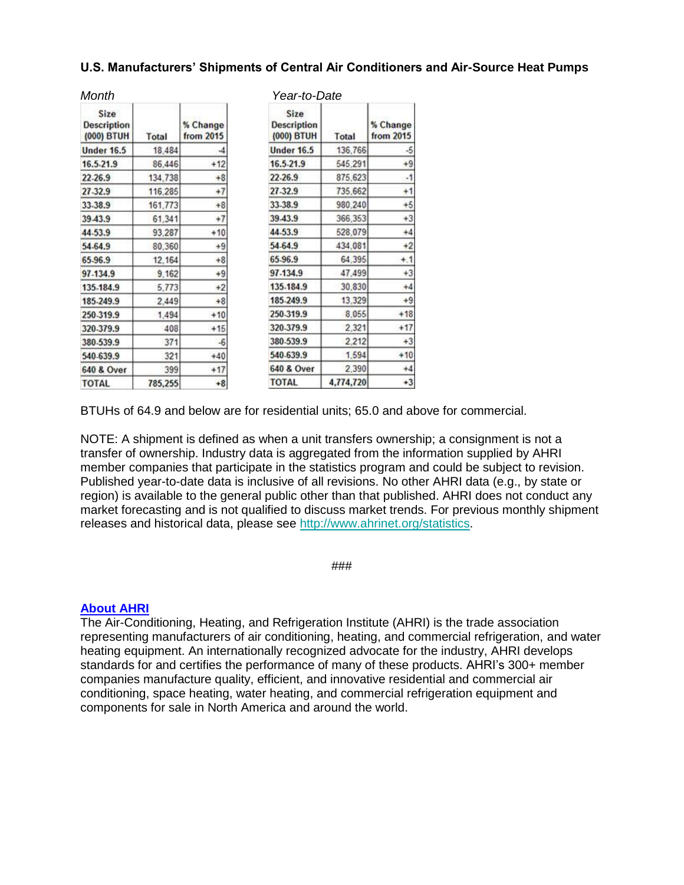**U.S. Manufacturers' Shipments of Central Air Conditioners and Air-Source Heat Pumps**

*Month*

| Size Description (000) BTUH | Total | % Change from 2015 |
|---|---|---|
| Under 16.5 | 18,484 | -4 |
| 16.5-21.9 | 86,446 | +12 |
| 22-26.9 | 134,738 | +8 |
| 27-32.9 | 116,285 | +7 |
| 33-38.9 | 161,773 | +8 |
| 39-43.9 | 61,341 | +7 |
| 44-53.9 | 93,287 | +10 |
| 54-64.9 | 80,360 | +9 |
| 65-96.9 | 12,164 | +8 |
| 97-134.9 | 9,162 | +9 |
| 135-184.9 | 5,773 | +2 |
| 185-249.9 | 2,449 | +8 |
| 250-319.9 | 1,494 | +10 |
| 320-379.9 | 408 | +15 |
| 380-539.9 | 371 | -6 |
| 540-639.9 | 321 | +40 |
| 640 & Over | 399 | +17 |
| TOTAL | 785,255 | +8 |

*Year-to-Date*

| Size Description (000) BTUH | Total | % Change from 2015 |
|---|---|---|
| Under 16.5 | 136,766 | -5 |
| 16.5-21.9 | 545,291 | +9 |
| 22-26.9 | 875,623 | -1 |
| 27-32.9 | 735,662 | +1 |
| 33-38.9 | 980,240 | +5 |
| 39-43.9 | 366,353 | +3 |
| 44-53.9 | 528,079 | +4 |
| 54-64.9 | 434,081 | +2 |
| 65-96.9 | 64,395 | +.1 |
| 97-134.9 | 47,499 | +3 |
| 135-184.9 | 30,830 | +4 |
| 185-249.9 | 13,329 | +9 |
| 250-319.9 | 8,055 | +18 |
| 320-379.9 | 2,321 | +17 |
| 380-539.9 | 2,212 | +3 |
| 540-639.9 | 1,594 | +10 |
| 640 & Over | 2,390 | +4 |
| TOTAL | 4,774,720 | +3 |

BTUHs of 64.9 and below are for residential units; 65.0 and above for commercial.

NOTE: A shipment is defined as when a unit transfers ownership; a consignment is not a transfer of ownership. Industry data is aggregated from the information supplied by AHRI member companies that participate in the statistics program and could be subject to revision. Published year-to-date data is inclusive of all revisions. No other AHRI data (e.g., by state or region) is available to the general public other than that published. AHRI does not conduct any market forecasting and is not qualified to discuss market trends. For previous monthly shipment releases and historical data, please see http://www.ahrinet.org/statistics.

###

**About AHRI**

The Air-Conditioning, Heating, and Refrigeration Institute (AHRI) is the trade association representing manufacturers of air conditioning, heating, and commercial refrigeration, and water heating equipment. An internationally recognized advocate for the industry, AHRI develops standards for and certifies the performance of many of these products. AHRI's 300+ member companies manufacture quality, efficient, and innovative residential and commercial air conditioning, space heating, water heating, and commercial refrigeration equipment and components for sale in North America and around the world.